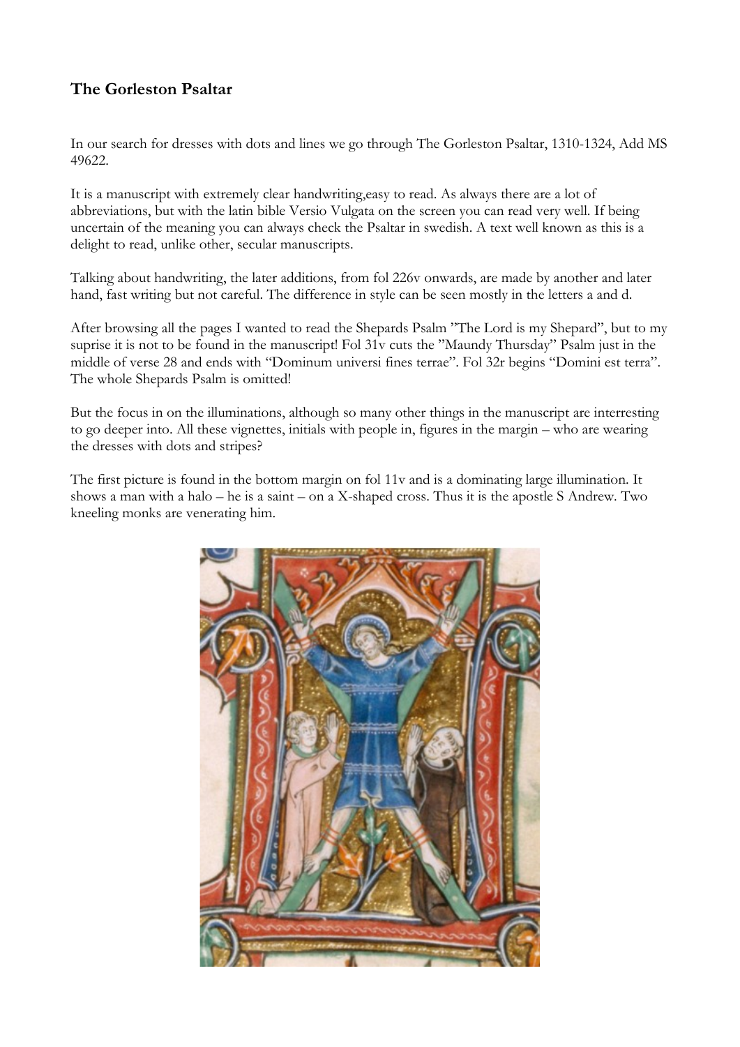## The Gorleston Psaltar

In our search for dresses with dots and lines we go through The Gorleston Psaltar, 1310-1324, Add MS 49622.

It is a manuscript with extremely clear handwriting,easy to read. As always there are a lot of abbreviations, but with the latin bible Versio Vulgata on the screen you can read very well. If being uncertain of the meaning you can always check the Psaltar in swedish. A text well known as this is a delight to read, unlike other, secular manuscripts.

Talking about handwriting, the later additions, from fol 226v onwards, are made by another and later hand, fast writing but not careful. The difference in style can be seen mostly in the letters a and d.

After browsing all the pages I wanted to read the Shepards Psalm "The Lord is my Shepard", but to my suprise it is not to be found in the manuscript! Fol 31v cuts the "Maundy Thursday" Psalm just in the middle of verse 28 and ends with "Dominum universi fines terrae". Fol 32r begins "Domini est terra". The whole Shepards Psalm is omitted!

But the focus in on the illuminations, although so many other things in the manuscript are interresting to go deeper into. All these vignettes, initials with people in, figures in the margin – who are wearing the dresses with dots and stripes?

The first picture is found in the bottom margin on fol 11v and is a dominating large illumination. It shows a man with a halo – he is a saint – on a X-shaped cross. Thus it is the apostle S Andrew. Two kneeling monks are venerating him.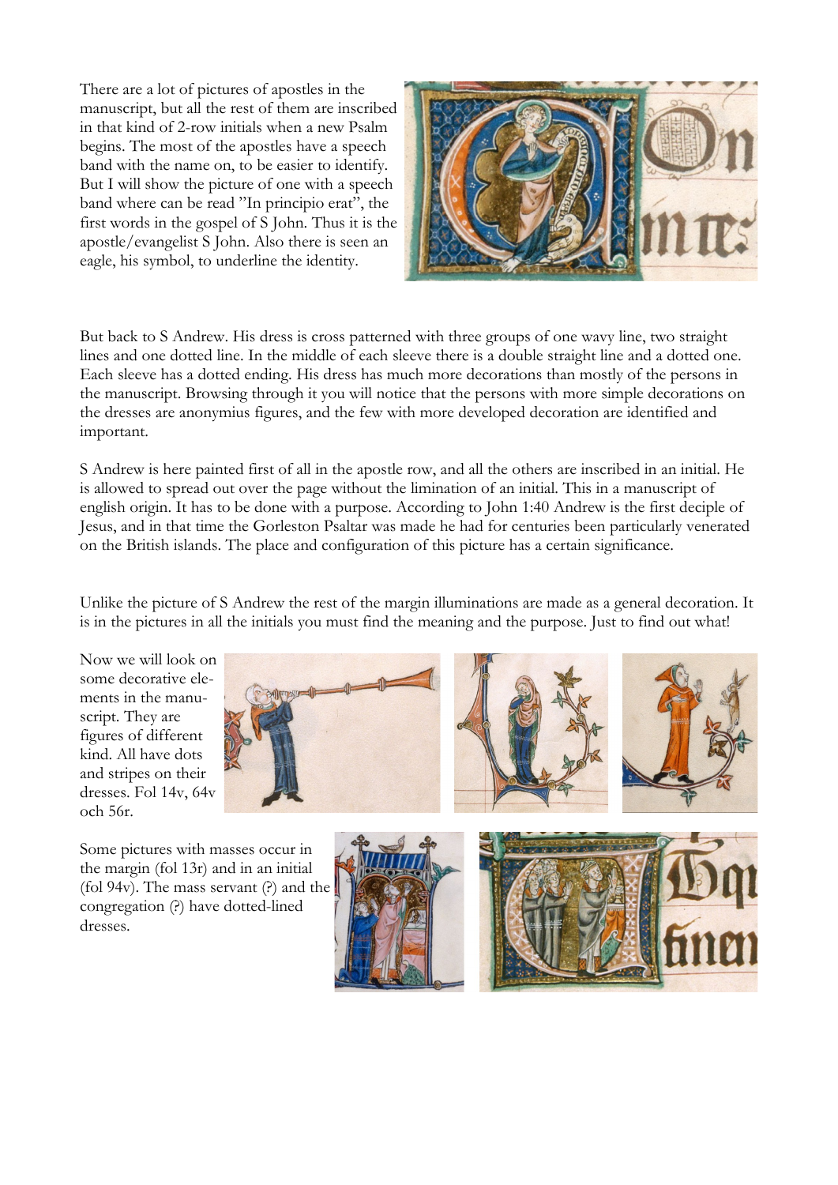There are a lot of pictures of apostles in the manuscript, but all the rest of them are inscribed in that kind of 2-row initials when a new Psalm begins. The most of the apostles have a speech band with the name on, to be easier to identify. But I will show the picture of one with a speech band where can be read "In principio erat", the first words in the gospel of S John. Thus it is the apostle/evangelist S John. Also there is seen an eagle, his symbol, to underline the identity.

But back to S Andrew. His dress is cross patterned with three groups of one wavy line, two straight lines and one dotted line. In the middle of each sleeve there is a double straight line and a dotted one. Each sleeve has a dotted ending. His dress has much more decorations than mostly of the persons in the manuscript. Browsing through it you will notice that the persons with more simple decorations on the dresses are anonymius figures, and the few with more developed decoration are identified and important.

S Andrew is here painted first of all in the apostle row, and all the others are inscribed in an initial. He is allowed to spread out over the page without the limination of an initial. This in a manuscript of english origin. It has to be done with a purpose. According to John 1:40 Andrew is the first deciple of Jesus, and in that time the Gorleston Psaltar was made he had for centuries been particularly venerated on the British islands. The place and configuration of this picture has a certain significance.

Unlike the picture of S Andrew the rest of the margin illuminations are made as a general decoration. It is in the pictures in all the initials you must find the meaning and the purpose. Just to find out what!

Now we will look on some decorative elements in the manuscript. They are figures of different kind. All have dots and stripes on their dresses. Fol 14v, 64v och 56r.

Some pictures with masses occur in the margin (fol 13r) and in an initial (fol 94v). The mass servant (?) and the congregation (?) have dotted-lined dresses.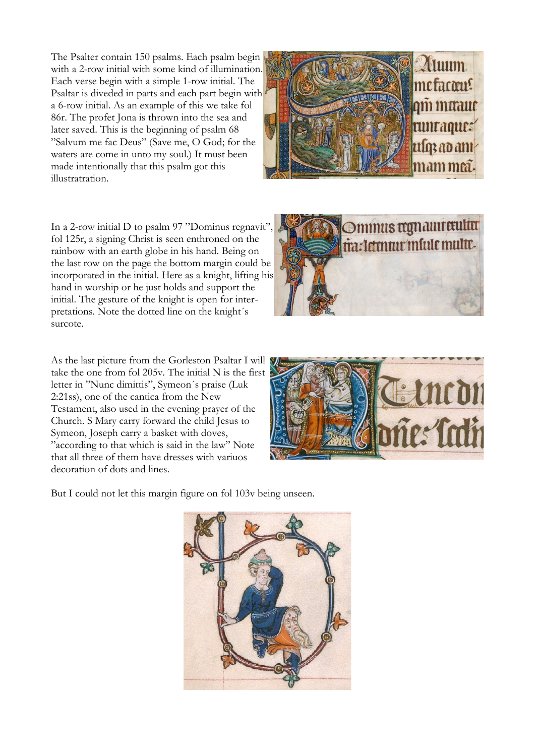The Psalter contain 150 psalms. Each psalm begin with a 2-row initial with some kind of illumination. Each verse begin with a simple 1-row initial. The Psaltar is diveded in parts and each part begin with a 6-row initial. As an example of this we take fol 86r. The profet Jona is thrown into the sea and later saved. This is the beginning of psalm 68 "Salvum me fac Deus" (Save me, O God; for the waters are come in unto my soul.) It must been made intentionally that this psalm got this illustratration.

In a 2-row initial D to psalm 97 "Dominus regnavit", fol 125r, a signing Christ is seen enthroned on the rainbow with an earth globe in his hand. Being on the last row on the page the bottom margin could be incorporated in the initial. Here as a knight, lifting his hand in worship or he just holds and support the initial. The gesture of the knight is open for inter-pretations. Note the dotted line on the knight´s surcote.

As the last picture from the Gorleston Psaltar I will take the one from fol 205v. The initial N is the first letter in "Nunc dimittis", Symeon´s praise (Luk 2:21ss), one of the cantica from the New Testament, also used in the evening prayer of the Church. S Mary carry forward the child Jesus to Symeon, Joseph carry a basket with doves, "according to that which is said in the law" Note that all three of them have dresses with variuos decoration of dots and lines.

But I could not let this margin figure on fol 103v being unseen.